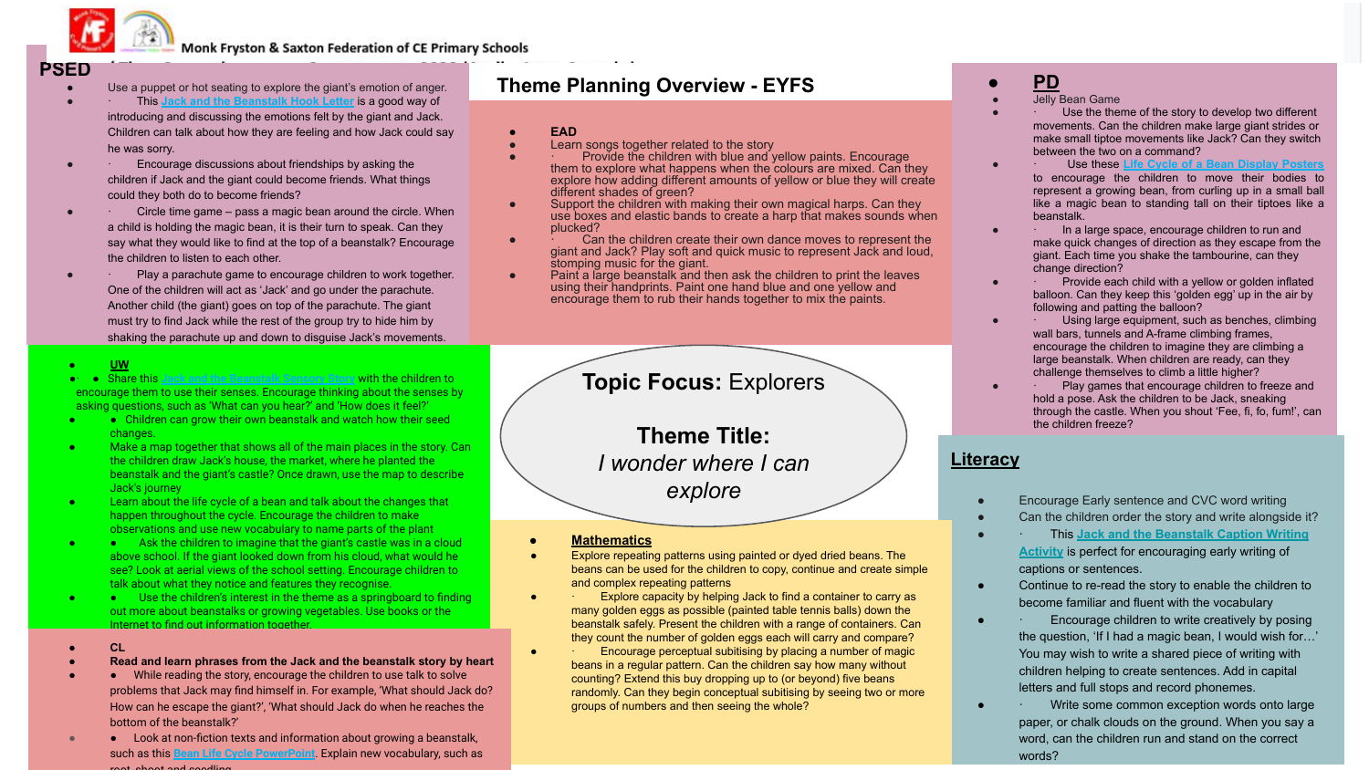Monk Fryston & Saxton Federation of CE Primary Schools

# Theme Planning Overview - EYFS

**Topic Focus:** Explorers

**Theme Title:**

*I wonder where I can explore*

## PSED

- Use a puppet or hot seating to explore the giant's emotion of anger.
- This Jack and the Beanstalk Hook Letter is a good way of introducing and discussing the emotions felt by the giant and Jack. Children can talk about how they are feeling and how Jack could say he was sorry.
- Encourage discussions about friendships by asking the children if Jack and the giant could become friends. What things could they both do to become friends?
- Circle time game – pass a magic bean around the circle. When a child is holding the magic bean, it is their turn to speak. Can they say what they would like to find at the top of a beanstalk? Encourage the children to listen to each other.
- Play a parachute game to encourage children to work together. One of the children will act as 'Jack' and go under the parachute. Another child (the giant) goes on top of the parachute. The giant must try to find Jack while the rest of the group try to hide him by shaking the parachute up and down to disguise Jack's movements.

## EAD

- Learn songs together related to the story
- Provide the children with blue and yellow paints. Encourage them to explore what happens when the colours are mixed. Can they explore how adding different amounts of yellow or blue they will create different shades of green?
- Support the children with making their own magical harps. Can they use boxes and elastic bands to create a harp that makes sounds when plucked?
- Can the children create their own dance moves to represent the giant and Jack? Play soft and quick music to represent Jack and loud, stomping music for the giant.
- Paint a large beanstalk and then ask the children to print the leaves using their handprints. Paint one hand blue and one yellow and encourage them to rub their hands together to mix the paints.

## PD

- Jelly Bean Game
- Use the theme of the story to develop two different movements. Can the children make large giant strides or make small tiptoe movements like Jack? Can they switch between the two on a command?
- Use these Life Cycle of a Bean Display Posters to encourage the children to move their bodies to represent a growing bean, from curling up in a small ball like a magic bean to standing tall on their tiptoes like a beanstalk.
- In a large space, encourage children to run and make quick changes of direction as they escape from the giant. Each time you shake the tambourine, can they change direction?
- Provide each child with a yellow or golden inflated balloon. Can they keep this 'golden egg' up in the air by following and patting the balloon?
- Using large equipment, such as benches, climbing wall bars, tunnels and A-frame climbing frames, encourage the children to imagine they are climbing a large beanstalk. When children are ready, can they challenge themselves to climb a little higher?
- Play games that encourage children to freeze and hold a pose. Ask the children to be Jack, sneaking through the castle. When you shout 'Fee, fi, fo, fum!', can the children freeze?

## UW

- Share this Jack and the Beanstalk Sensory Story with the children to encourage them to use their senses. Encourage thinking about the senses by asking questions, such as 'What can you hear?' and 'How does it feel?'
- Children can grow their own beanstalk and watch how their seed changes.
- Make a map together that shows all of the main places in the story. Can the children draw Jack's house, the market, where he planted the beanstalk and the giant's castle? Once drawn, use the map to describe Jack's journey
- Learn about the life cycle of a bean and talk about the changes that happen throughout the cycle. Encourage the children to make observations and use new vocabulary to name parts of the plant
- Ask the children to imagine that the giant's castle was in a cloud above school. If the giant looked down from his cloud, what would he see? Look at aerial views of the school setting. Encourage children to talk about what they notice and features they recognise.
- Use the children's interest in the theme as a springboard to finding out more about beanstalks or growing vegetables. Use books or the Internet to find out information together.

## Mathematics

- Explore repeating patterns using painted or dyed dried beans. The beans can be used for the children to copy, continue and create simple and complex repeating patterns
- Explore capacity by helping Jack to find a container to carry as many golden eggs as possible (painted table tennis balls) down the beanstalk safely. Present the children with a range of containers. Can they count the number of golden eggs each will carry and compare?
- Encourage perceptual subitising by placing a number of magic beans in a regular pattern. Can the children say how many without counting? Extend this buy dropping up to (or beyond) five beans randomly. Can they begin conceptual subitising by seeing two or more groups of numbers and then seeing the whole?

## Literacy

- Encourage Early sentence and CVC word writing
- Can the children order the story and write alongside it?
- This Jack and the Beanstalk Caption Writing Activity is perfect for encouraging early writing of captions or sentences.
- Continue to re-read the story to enable the children to become familiar and fluent with the vocabulary
- Encourage children to write creatively by posing the question, 'If I had a magic bean, I would wish for…' You may wish to write a shared piece of writing with children helping to create sentences. Add in capital letters and full stops and record phonemes.
- Write some common exception words onto large paper, or chalk clouds on the ground. When you say a word, can the children run and stand on the correct words?

## CL

- **Read and learn phrases from the Jack and the beanstalk story by heart**
- While reading the story, encourage the children to use talk to solve problems that Jack may find himself in. For example, 'What should Jack do? How can he escape the giant?', 'What should Jack do when he reaches the bottom of the beanstalk?'
- Look at non-fiction texts and information about growing a beanstalk, such as this Bean Life Cycle PowerPoint. Explain new vocabulary, such as root, shoot and seedling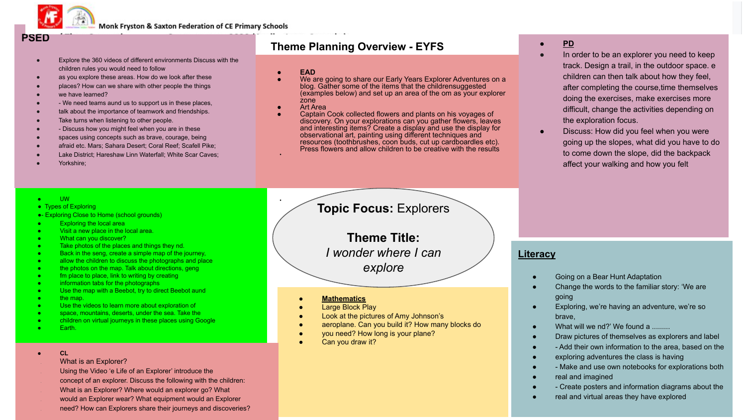Monk Fryston & Saxton Federation of CE Primary Schools

## Theme Planning Overview - EYFS

### PSED

- Explore the 360 videos of different environments Discuss with the children rules you would need to follow
- as you explore these areas. How do we look after these
- places? How can we share with other people the things
- we have learned?
- - We need teams and us to support us in these places,
- talk about the importance of teamwork and friendships.
- Take turns when listening to other people.
- - Discuss how you might feel when you are in these
- spaces using concepts such as brave, courage, being
- afraid etc. Mars; Sahara Desert; Coral Reef; Scafell Pike;
- Lake District; Hareshaw Linn Waterfall; White Scar Caves;
- Yorkshire;

### EAD

- We are going to share our Early Years Explorer Adventures on a blog. Gather some of the items that the childrensuggested (examples below) and set up an area of the om as your explorer zone
- Art Area
- Captain Cook collected flowers and plants on his voyages of discovery. On your explorations can you gather flowers, leaves and interesting items? Create a display and use the display for observational art, painting using different techniques and resources (toothbrushes, coon buds, cut up cardboardes etc). Press flowers and allow children to be creative with the results

### PD

- In order to be an explorer you need to keep track. Design a trail, in the outdoor space. e children can then talk about how they feel, after completing the course,time themselves doing the exercises, make exercises more difficult, change the activities depending on the exploration focus.
- Discuss: How did you feel when you were going up the slopes, what did you have to do to come down the slope, did the backpack affect your walking and how you felt

### UW

- Types of Exploring
- - Exploring Close to Home (school grounds)
- Exploring the local area
- Visit a new place in the local area.
- What can you discover?
- Take photos of the places and things they nd.
- Back in the seng, create a simple map of the journey,
- allow the children to discuss the photographs and place
- the photos on the map. Talk about directions, geng
- fm place to place, link to writing by creating
- information tabs for the photographs
- Use the map with a Beebot, try to direct Beebot aund
- the map.
- Use the videos to learn more about exploration of
- space, mountains, deserts, under the sea. Take the
- children on virtual journeys in these places using Google
- Earth.

**Topic Focus:** Explorers

**Theme Title:**

*I wonder where I can explore*

### Mathematics

- Large Block Play
- Look at the pictures of Amy Johnson's
- aeroplane. Can you build it? How many blocks do
- you need? How long is your plane?
- Can you draw it?

### Literacy

- Going on a Bear Hunt Adaptation
- Change the words to the familiar story: 'We are going
- Exploring, we're having an adventure, we're so brave,
- What will we nd?' We found a .........
- Draw pictures of themselves as explorers and label
- - Add their own information to the area, based on the
- exploring adventures the class is having
- - Make and use own notebooks for explorations both
- real and imagined
- - Create posters and information diagrams about the
- real and virtual areas they have explored

### CL

What is an Explorer?

Using the Video 'e Life of an Explorer' introduce the concept of an explorer. Discuss the following with the children: What is an Explorer? Where would an explorer go? What would an Explorer wear? What equipment would an Explorer need? How can Explorers share their journeys and discoveries?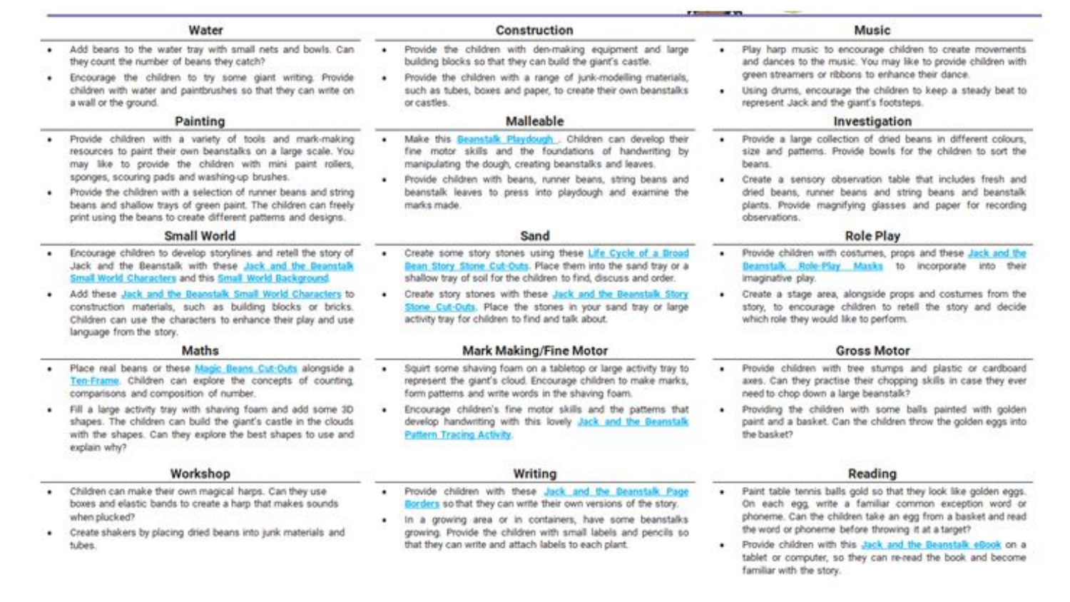## Water

- Add beans to the water tray with small nets and bowls. Can they count the number of beans they catch?
- Encourage the children to try some giant writing. Provide children with water and paintbrushes so that they can write on a wall or the ground.

## Construction

- Provide the children with den-making equipment and large building blocks so that they can build the giant's castle.
- Provide the children with a range of junk-modelling materials, such as tubes, boxes and paper, to create their own beanstalks or castles.

## Music

- Play harp music to encourage children to create movements and dances to the music. You may like to provide children with green streamers or ribbons to enhance their dance.
- Using drums, encourage the children to keep a steady beat to represent Jack and the giant's footsteps.

## Painting

- Provide children with a variety of tools and mark-making resources to paint their own beanstalks on a large scale. You may like to provide the children with mini paint rollers, sponges, scouring pads and washing-up brushes.
- Provide the children with a selection of runner beans and string beans and shallow trays of green paint. The children can freely print using the beans to create different patterns and designs.

## Malleable

- Make this Beanstalk Playdough. Children can develop their fine motor skills and the foundations of handwriting by manipulating the dough, creating beanstalks and leaves.
- Provide children with beans, runner beans, string beans and beanstalk leaves to press into playdough and examine the marks made.

## Investigation

- Provide a large collection of dried beans in different colours, size and patterns. Provide bowls for the children to sort the beans.
- Create a sensory observation table that includes fresh and dried beans, runner beans and string beans and beanstalk plants. Provide magnifying glasses and paper for recording observations.

## Small World

- Encourage children to develop storylines and retell the story of Jack and the Beanstalk with these Jack and the Beanstalk Small World Characters and this Small World Background.
- Add these Jack and the Beanstalk Small World Characters to construction materials, such as building blocks or bricks. Children can use the characters to enhance their play and use language from the story.

## Sand

- Create some story stones using these Life Cycle of a Broad Bean Story Stone Cut-Outs. Place them into the sand tray or a shallow tray of soil for the children to find, discuss and order.
- Create story stones with these Jack and the Beanstalk Story Stone Cut-Outs. Place the stones in your sand tray or large activity tray for children to find and talk about.

## Role Play

- Provide children with costumes, props and these Jack and the Beanstalk Role-Play Masks to incorporate into their imaginative play.
- Create a stage area, alongside props and costumes from the story, to encourage children to retell the story and decide which role they would like to perform.

## Maths

- Place real beans or these Magic Beans Cut-Outs alongside a Ten-Frame. Children can explore the concepts of counting, comparisons and composition of number.
- Fill a large activity tray with shaving foam and add some 3D shapes. The children can build the giant's castle in the clouds with the shapes. Can they explore the best shapes to use and explain why?

## Mark Making/Fine Motor

- Squirt some shaving foam on a tabletop or large activity tray to represent the giant's cloud. Encourage children to make marks, form patterns and write words in the shaving foam.
- Encourage children's fine motor skills and the patterns that develop handwriting with this lovely Jack and the Beanstalk Pattern Tracing Activity.

## Gross Motor

- Provide children with tree stumps and plastic or cardboard axes. Can they practise their chopping skills in case they ever need to chop down a large beanstalk?
- Providing the children with some balls painted with golden paint and a basket. Can the children throw the golden eggs into the basket?

## Workshop

- Children can make their own magical harps. Can they use boxes and elastic bands to create a harp that makes sounds when plucked?
- Create shakers by placing dried beans into junk materials and tubes.

## Writing

- Provide children with these Jack and the Beanstalk Page Borders so that they can write their own versions of the story.
- In a growing area or in containers, have some beanstalks growing. Provide the children with small labels and pencils so that they can write and attach labels to each plant.

## Reading

- Paint table tennis balls gold so that they look like golden eggs. On each egg, write a familiar common exception word or phoneme. Can the children take an egg from a basket and read the word or phoneme before throwing it at a target?
- Provide children with this Jack and the Beanstalk eBook on a tablet or computer, so they can re-read the book and become familiar with the story.